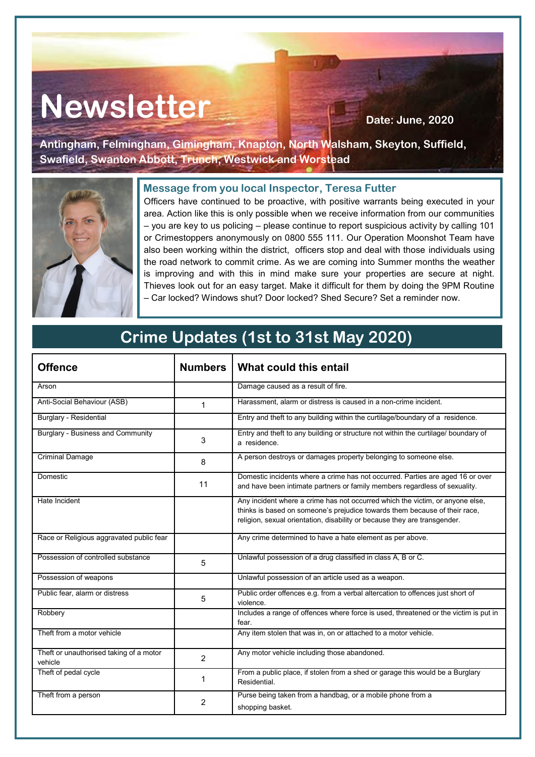# Newsletter

**Date: June, 2020**

**Antingham, Felmingham, Gimingham, Knapton, North Walsham, Skeyton, Suffield, Swafield, Swanton Abbott, Trunch, Westwick and Worstead**

### Message from you local Inspector, Teresa Futter

Officers have continued to be proactive, with positive warrants being executed in your area. Action like this is only possible when we receive information from our communities – you are key to us policing – please continue to report suspicious activity by calling 101 or Crimestoppers anonymously on 0800 555 111. Our Operation Moonshot Team have also been working within the district, officers stop and deal with those individuals using the road network to commit crime. As we are coming into Summer months the weather is improving and with this in mind make sure your properties are secure at night. Thieves look out for an easy target. Make it difficult for them by doing the 9PM Routine – Car locked? Windows shut? Door locked? Shed Secure? Set a reminder now.

## Crime Updates (1st to 31st May 2020)

| Offence | Numbers | What could this entail |
|---|---|---|
| Arson | | Damage caused as a result of fire. |
| Anti-Social Behaviour (ASB) | 1 | Harassment, alarm or distress is caused in a non-crime incident. |
| Burglary - Residential | | Entry and theft to any building within the curtilage/boundary of a residence. |
| Burglary - Business and Community | 3 | Entry and theft to any building or structure not within the curtilage/ boundary of a residence. |
| Criminal Damage | 8 | A person destroys or damages property belonging to someone else. |
| Domestic | 11 | Domestic incidents where a crime has not occurred. Parties are aged 16 or over and have been intimate partners or family members regardless of sexuality. |
| Hate Incident | | Any incident where a crime has not occurred which the victim, or anyone else, thinks is based on someone's prejudice towards them because of their race, religion, sexual orientation, disability or because they are transgender. |
| Race or Religious aggravated public fear | | Any crime determined to have a hate element as per above. |
| Possession of controlled substance | 5 | Unlawful possession of a drug classified in class A, B or C. |
| Possession of weapons | | Unlawful possession of an article used as a weapon. |
| Public fear, alarm or distress | 5 | Public order offences e.g. from a verbal altercation to offences just short of violence. |
| Robbery | | Includes a range of offences where force is used, threatened or the victim is put in fear. |
| Theft from a motor vehicle | | Any item stolen that was in, on or attached to a motor vehicle. |
| Theft or unauthorised taking of a motor vehicle | 2 | Any motor vehicle including those abandoned. |
| Theft of pedal cycle | 1 | From a public place, if stolen from a shed or garage this would be a Burglary Residential. |
| Theft from a person | 2 | Purse being taken from a handbag, or a mobile phone from a shopping basket. |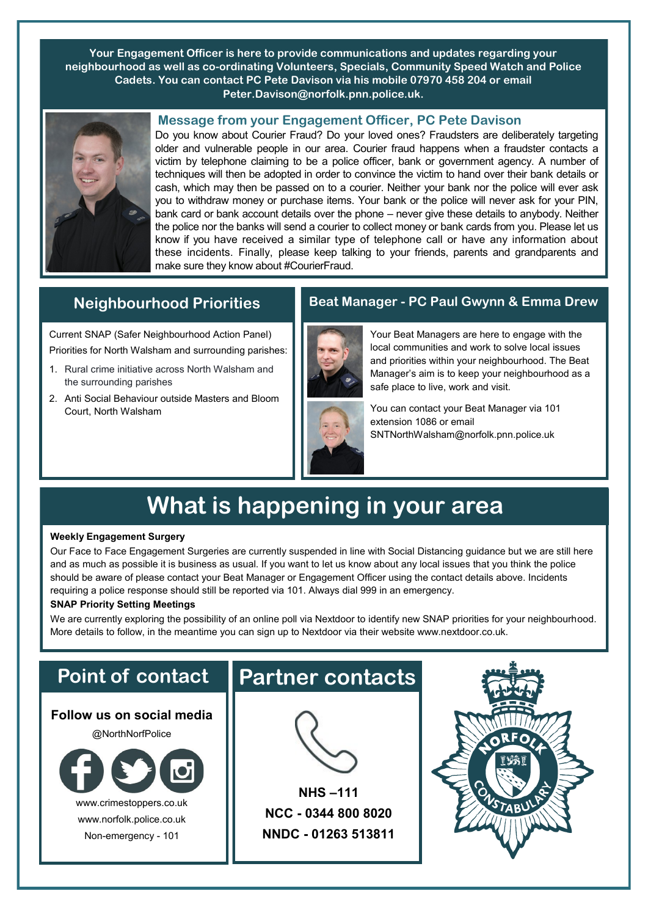**Your Engagement Officer is here to provide communications and updates regarding your neighbourhood as well as co-ordinating Volunteers, Specials, Community Speed Watch and Police Cadets. You can contact PC Pete Davison via his mobile 07970 458 204 or email Peter.Davison@norfolk.pnn.police.uk.**

## Message from your Engagement Officer, PC Pete Davison

Do you know about Courier Fraud? Do your loved ones? Fraudsters are deliberately targeting older and vulnerable people in our area. Courier fraud happens when a fraudster contacts a victim by telephone claiming to be a police officer, bank or government agency. A number of techniques will then be adopted in order to convince the victim to hand over their bank details or cash, which may then be passed on to a courier. Neither your bank nor the police will ever ask you to withdraw money or purchase items. Your bank or the police will never ask for your PIN, bank card or bank account details over the phone – never give these details to anybody. Neither the police nor the banks will send a courier to collect money or bank cards from you. Please let us know if you have received a similar type of telephone call or have any information about these incidents. Finally, please keep talking to your friends, parents and grandparents and make sure they know about #CourierFraud.

## Neighbourhood Priorities

Current SNAP (Safer Neighbourhood Action Panel) Priorities for North Walsham and surrounding parishes:

1. Rural crime initiative across North Walsham and the surrounding parishes
2. Anti Social Behaviour outside Masters and Bloom Court, North Walsham

## Beat Manager - PC Paul Gwynn & Emma Drew

Your Beat Managers are here to engage with the local communities and work to solve local issues and priorities within your neighbourhood. The Beat Manager's aim is to keep your neighbourhood as a safe place to live, work and visit.

You can contact your Beat Manager via 101 extension 1086 or email SNTNorthWalsham@norfolk.pnn.police.uk

# What is happening in your area

**Weekly Engagement Surgery**

Our Face to Face Engagement Surgeries are currently suspended in line with Social Distancing guidance but we are still here and as much as possible it is business as usual. If you want to let us know about any local issues that you think the police should be aware of please contact your Beat Manager or Engagement Officer using the contact details above. Incidents requiring a police response should still be reported via 101. Always dial 999 in an emergency.

**SNAP Priority Setting Meetings**

We are currently exploring the possibility of an online poll via Nextdoor to identify new SNAP priorities for your neighbourhood. More details to follow, in the meantime you can sign up to Nextdoor via their website www.nextdoor.co.uk.

## Point of contact

**Follow us on social media**

@NorthNorfPolice

www.crimestoppers.co.uk

www.norfolk.police.co.uk

Non-emergency - 101

## Partner contacts

**NHS –111**

**NCC - 0344 800 8020**

**NNDC - 01263 513811**